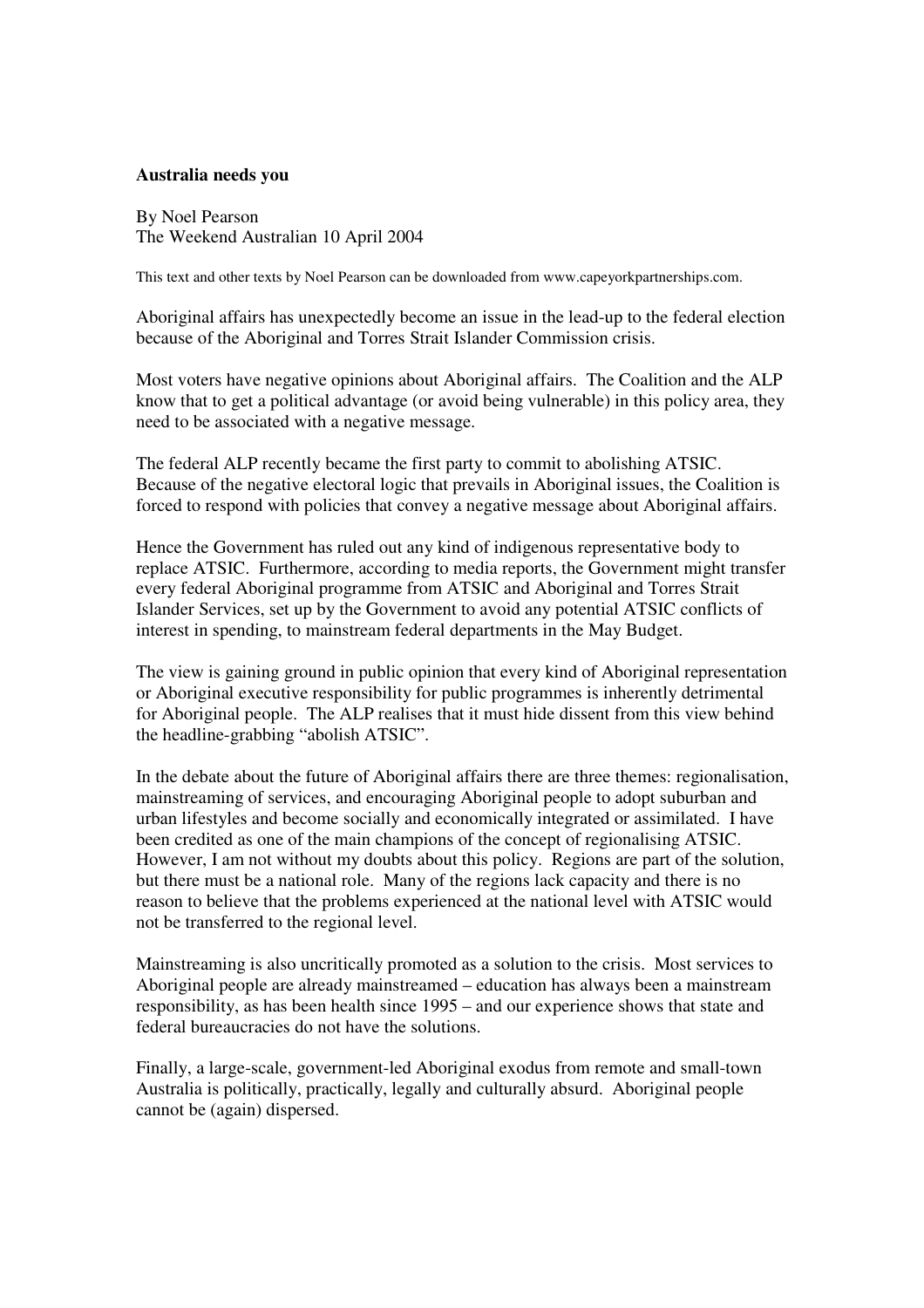**Australia needs you**

By Noel Pearson
The Weekend Australian 10 April 2004

This text and other texts by Noel Pearson can be downloaded from www.capeyorkpartnerships.com.

Aboriginal affairs has unexpectedly become an issue in the lead-up to the federal election because of the Aboriginal and Torres Strait Islander Commission crisis.

Most voters have negative opinions about Aboriginal affairs. The Coalition and the ALP know that to get a political advantage (or avoid being vulnerable) in this policy area, they need to be associated with a negative message.

The federal ALP recently became the first party to commit to abolishing ATSIC. Because of the negative electoral logic that prevails in Aboriginal issues, the Coalition is forced to respond with policies that convey a negative message about Aboriginal affairs.

Hence the Government has ruled out any kind of indigenous representative body to replace ATSIC. Furthermore, according to media reports, the Government might transfer every federal Aboriginal programme from ATSIC and Aboriginal and Torres Strait Islander Services, set up by the Government to avoid any potential ATSIC conflicts of interest in spending, to mainstream federal departments in the May Budget.

The view is gaining ground in public opinion that every kind of Aboriginal representation or Aboriginal executive responsibility for public programmes is inherently detrimental for Aboriginal people. The ALP realises that it must hide dissent from this view behind the headline-grabbing "abolish ATSIC".

In the debate about the future of Aboriginal affairs there are three themes: regionalisation, mainstreaming of services, and encouraging Aboriginal people to adopt suburban and urban lifestyles and become socially and economically integrated or assimilated. I have been credited as one of the main champions of the concept of regionalising ATSIC. However, I am not without my doubts about this policy. Regions are part of the solution, but there must be a national role. Many of the regions lack capacity and there is no reason to believe that the problems experienced at the national level with ATSIC would not be transferred to the regional level.

Mainstreaming is also uncritically promoted as a solution to the crisis. Most services to Aboriginal people are already mainstreamed – education has always been a mainstream responsibility, as has been health since 1995 – and our experience shows that state and federal bureaucracies do not have the solutions.

Finally, a large-scale, government-led Aboriginal exodus from remote and small-town Australia is politically, practically, legally and culturally absurd. Aboriginal people cannot be (again) dispersed.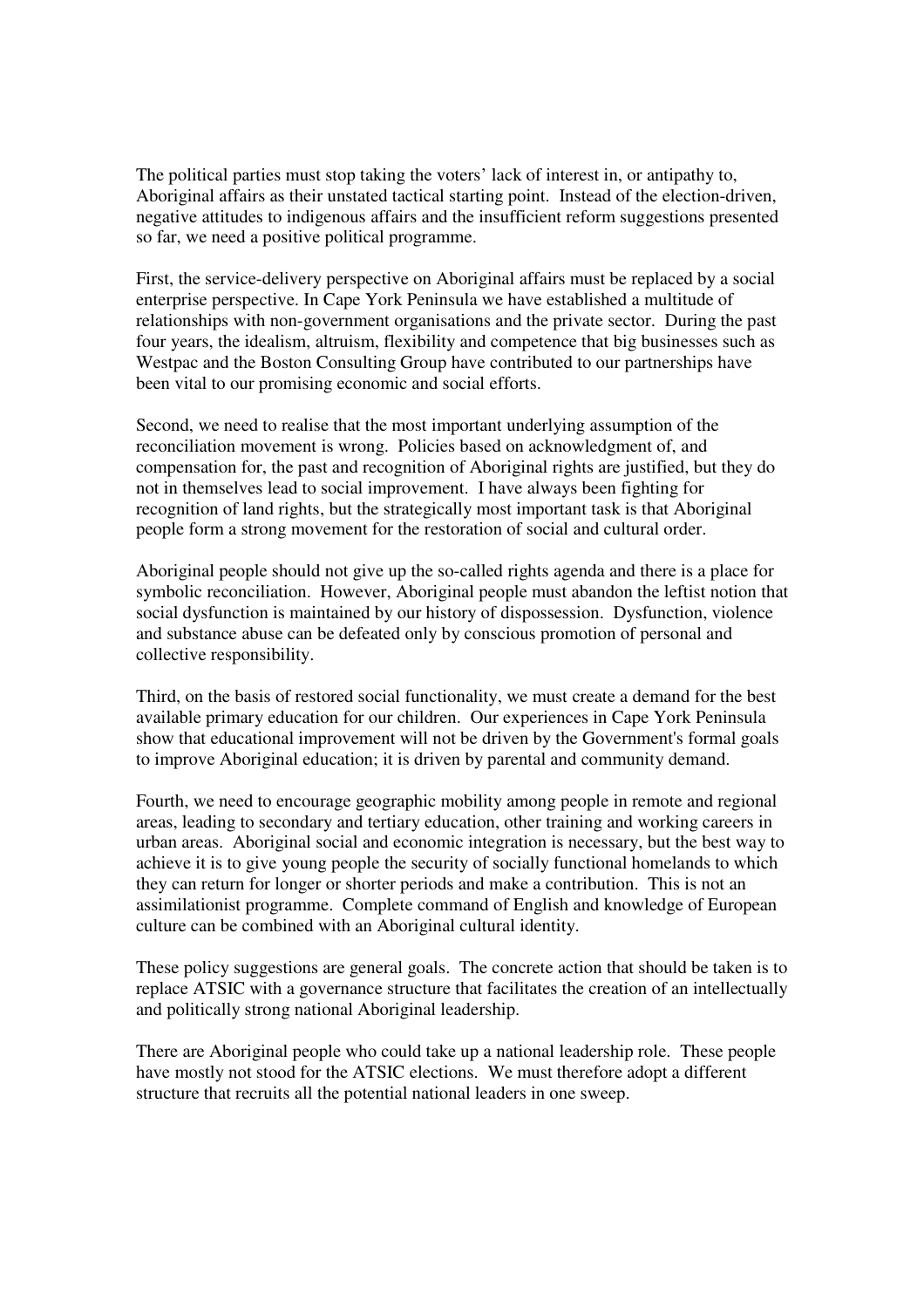The political parties must stop taking the voters' lack of interest in, or antipathy to, Aboriginal affairs as their unstated tactical starting point. Instead of the election-driven, negative attitudes to indigenous affairs and the insufficient reform suggestions presented so far, we need a positive political programme.

First, the service-delivery perspective on Aboriginal affairs must be replaced by a social enterprise perspective. In Cape York Peninsula we have established a multitude of relationships with non-government organisations and the private sector. During the past four years, the idealism, altruism, flexibility and competence that big businesses such as Westpac and the Boston Consulting Group have contributed to our partnerships have been vital to our promising economic and social efforts.

Second, we need to realise that the most important underlying assumption of the reconciliation movement is wrong. Policies based on acknowledgment of, and compensation for, the past and recognition of Aboriginal rights are justified, but they do not in themselves lead to social improvement. I have always been fighting for recognition of land rights, but the strategically most important task is that Aboriginal people form a strong movement for the restoration of social and cultural order.

Aboriginal people should not give up the so-called rights agenda and there is a place for symbolic reconciliation. However, Aboriginal people must abandon the leftist notion that social dysfunction is maintained by our history of dispossession. Dysfunction, violence and substance abuse can be defeated only by conscious promotion of personal and collective responsibility.

Third, on the basis of restored social functionality, we must create a demand for the best available primary education for our children. Our experiences in Cape York Peninsula show that educational improvement will not be driven by the Government's formal goals to improve Aboriginal education; it is driven by parental and community demand.

Fourth, we need to encourage geographic mobility among people in remote and regional areas, leading to secondary and tertiary education, other training and working careers in urban areas. Aboriginal social and economic integration is necessary, but the best way to achieve it is to give young people the security of socially functional homelands to which they can return for longer or shorter periods and make a contribution. This is not an assimilationist programme. Complete command of English and knowledge of European culture can be combined with an Aboriginal cultural identity.

These policy suggestions are general goals. The concrete action that should be taken is to replace ATSIC with a governance structure that facilitates the creation of an intellectually and politically strong national Aboriginal leadership.

There are Aboriginal people who could take up a national leadership role. These people have mostly not stood for the ATSIC elections. We must therefore adopt a different structure that recruits all the potential national leaders in one sweep.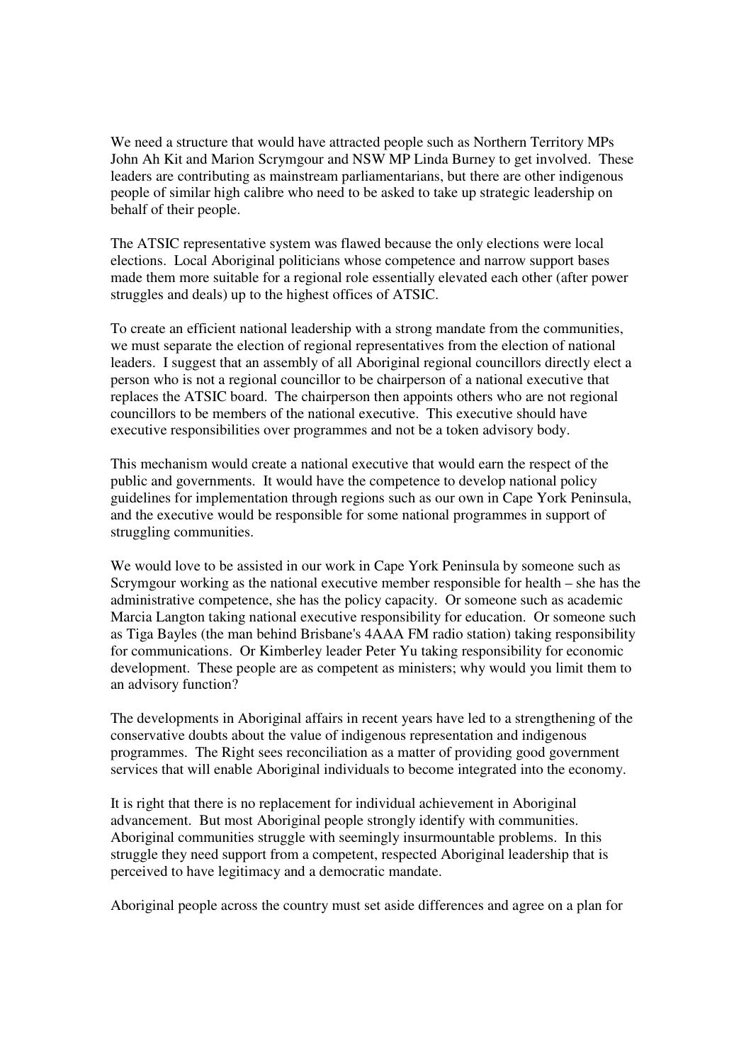We need a structure that would have attracted people such as Northern Territory MPs John Ah Kit and Marion Scrymgour and NSW MP Linda Burney to get involved. These leaders are contributing as mainstream parliamentarians, but there are other indigenous people of similar high calibre who need to be asked to take up strategic leadership on behalf of their people.

The ATSIC representative system was flawed because the only elections were local elections. Local Aboriginal politicians whose competence and narrow support bases made them more suitable for a regional role essentially elevated each other (after power struggles and deals) up to the highest offices of ATSIC.

To create an efficient national leadership with a strong mandate from the communities, we must separate the election of regional representatives from the election of national leaders. I suggest that an assembly of all Aboriginal regional councillors directly elect a person who is not a regional councillor to be chairperson of a national executive that replaces the ATSIC board. The chairperson then appoints others who are not regional councillors to be members of the national executive. This executive should have executive responsibilities over programmes and not be a token advisory body.

This mechanism would create a national executive that would earn the respect of the public and governments. It would have the competence to develop national policy guidelines for implementation through regions such as our own in Cape York Peninsula, and the executive would be responsible for some national programmes in support of struggling communities.

We would love to be assisted in our work in Cape York Peninsula by someone such as Scrymgour working as the national executive member responsible for health – she has the administrative competence, she has the policy capacity. Or someone such as academic Marcia Langton taking national executive responsibility for education. Or someone such as Tiga Bayles (the man behind Brisbane's 4AAA FM radio station) taking responsibility for communications. Or Kimberley leader Peter Yu taking responsibility for economic development. These people are as competent as ministers; why would you limit them to an advisory function?

The developments in Aboriginal affairs in recent years have led to a strengthening of the conservative doubts about the value of indigenous representation and indigenous programmes. The Right sees reconciliation as a matter of providing good government services that will enable Aboriginal individuals to become integrated into the economy.

It is right that there is no replacement for individual achievement in Aboriginal advancement. But most Aboriginal people strongly identify with communities. Aboriginal communities struggle with seemingly insurmountable problems. In this struggle they need support from a competent, respected Aboriginal leadership that is perceived to have legitimacy and a democratic mandate.

Aboriginal people across the country must set aside differences and agree on a plan for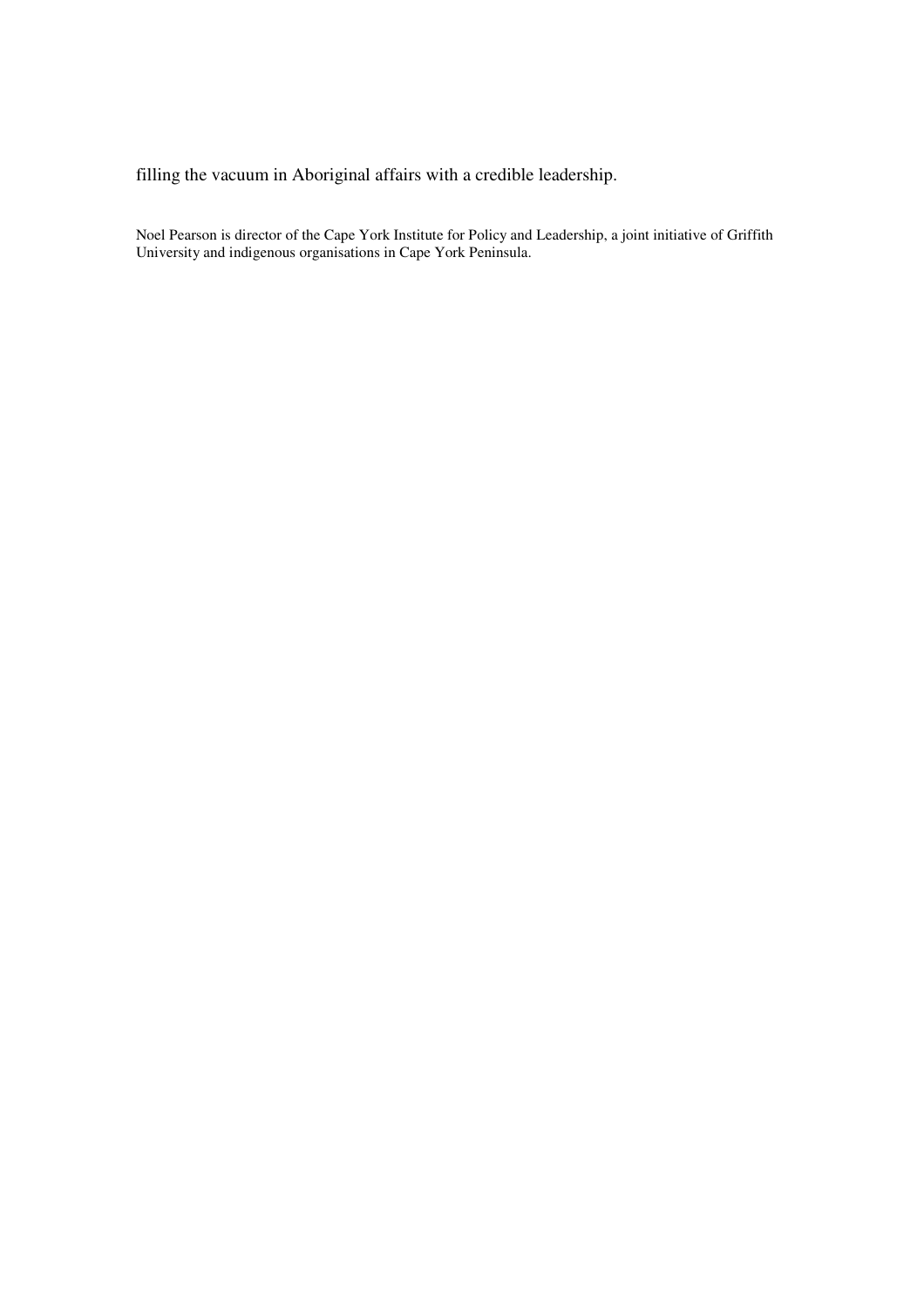filling the vacuum in Aboriginal affairs with a credible leadership.

Noel Pearson is director of the Cape York Institute for Policy and Leadership, a joint initiative of Griffith University and indigenous organisations in Cape York Peninsula.